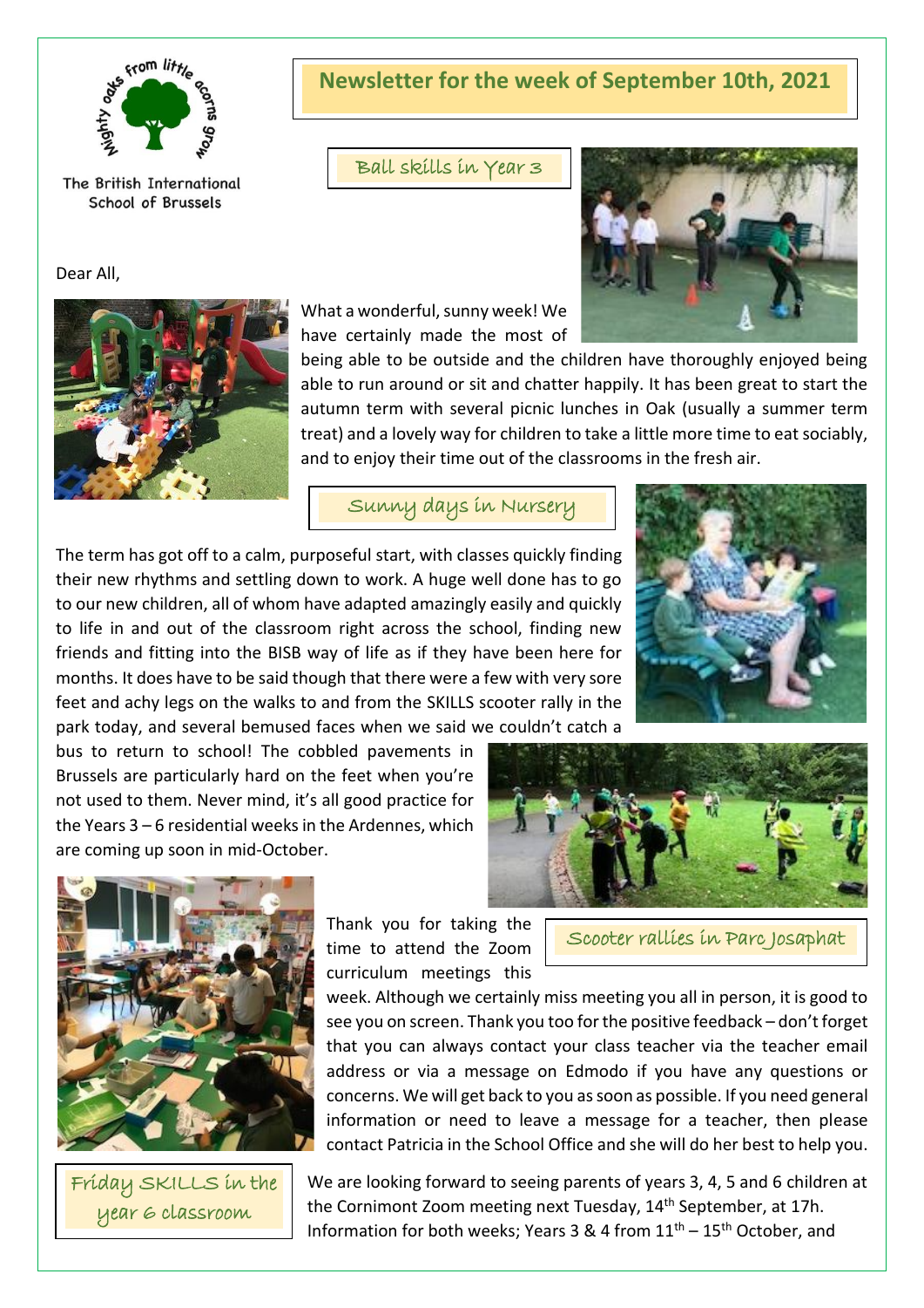The British International School of Brussels

# Newsletter for the week of September 10th, 2021

Ball skills in Year 3

Dear All,

What a wonderful, sunny week! We have certainly made the most of being able to be outside and the children have thoroughly enjoyed being able to run around or sit and chatter happily. It has been great to start the autumn term with several picnic lunches in Oak (usually a summer term treat) and a lovely way for children to take a little more time to eat sociably, and to enjoy their time out of the classrooms in the fresh air.

Sunny days in Nursery

The term has got off to a calm, purposeful start, with classes quickly finding their new rhythms and settling down to work. A huge well done has to go to our new children, all of whom have adapted amazingly easily and quickly to life in and out of the classroom right across the school, finding new friends and fitting into the BISB way of life as if they have been here for months. It does have to be said though that there were a few with very sore feet and achy legs on the walks to and from the SKILLS scooter rally in the park today, and several bemused faces when we said we couldn't catch a bus to return to school! The cobbled pavements in Brussels are particularly hard on the feet when you're not used to them. Never mind, it's all good practice for the Years 3 – 6 residential weeks in the Ardennes, which are coming up soon in mid-October.

Scooter rallies in Parc Josaphat

Thank you for taking the time to attend the Zoom curriculum meetings this week. Although we certainly miss meeting you all in person, it is good to see you on screen. Thank you too for the positive feedback – don't forget that you can always contact your class teacher via the teacher email address or via a message on Edmodo if you have any questions or concerns. We will get back to you as soon as possible. If you need general information or need to leave a message for a teacher, then please contact Patricia in the School Office and she will do her best to help you.

Friday SKILLS in the year 6 classroom

We are looking forward to seeing parents of years 3, 4, 5 and 6 children at the Cornimont Zoom meeting next Tuesday, 14th September, at 17h. Information for both weeks; Years 3 & 4 from 11th – 15th October, and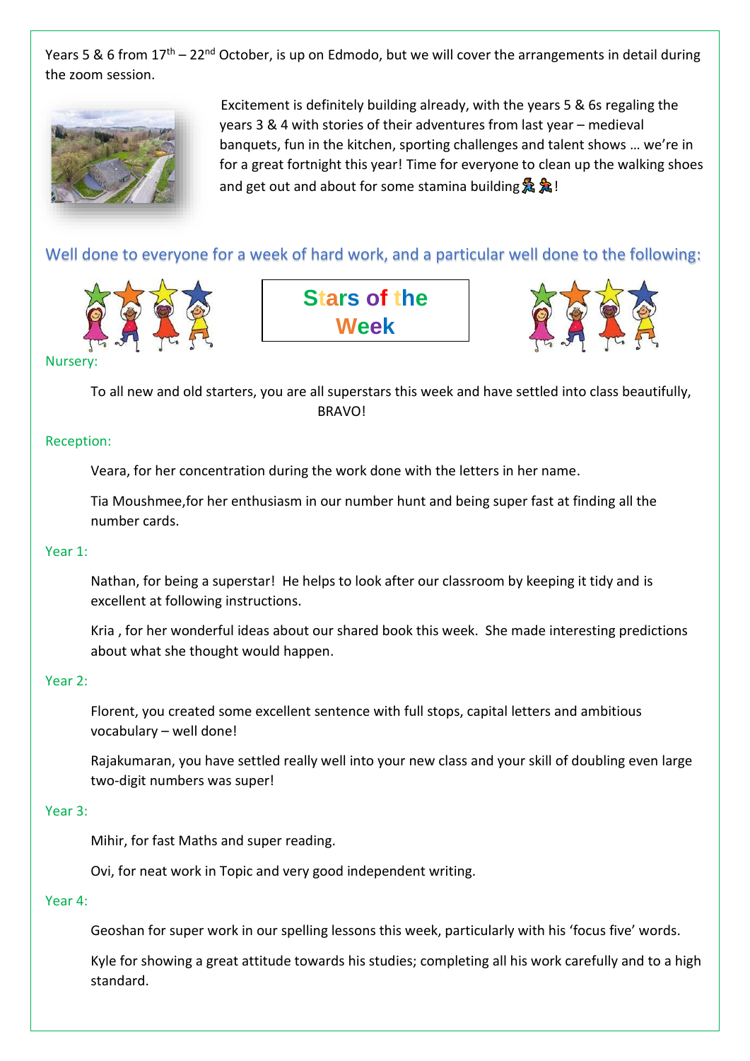Years 5 & 6 from 17th – 22nd October, is up on Edmodo, but we will cover the arrangements in detail during the zoom session.

Excitement is definitely building already, with the years 5 & 6s regaling the years 3 & 4 with stories of their adventures from last year – medieval banquets, fun in the kitchen, sporting challenges and talent shows … we're in for a great fortnight this year! Time for everyone to clean up the walking shoes and get out and about for some stamina building 🏃🏃!

## Well done to everyone for a week of hard work, and a particular well done to the following:

## Stars of the Week

### Nursery:

To all new and old starters, you are all superstars this week and have settled into class beautifully, BRAVO!

### Reception:

Veara, for her concentration during the work done with the letters in her name.

Tia Moushmee,for her enthusiasm in our number hunt and being super fast at finding all the number cards.

### Year 1:

Nathan, for being a superstar! He helps to look after our classroom by keeping it tidy and is excellent at following instructions.

Kria , for her wonderful ideas about our shared book this week. She made interesting predictions about what she thought would happen.

### Year 2:

Florent, you created some excellent sentence with full stops, capital letters and ambitious vocabulary – well done!

Rajakumaran, you have settled really well into your new class and your skill of doubling even large two-digit numbers was super!

### Year 3:

Mihir, for fast Maths and super reading.

Ovi, for neat work in Topic and very good independent writing.

### Year 4:

Geoshan for super work in our spelling lessons this week, particularly with his 'focus five' words.

Kyle for showing a great attitude towards his studies; completing all his work carefully and to a high standard.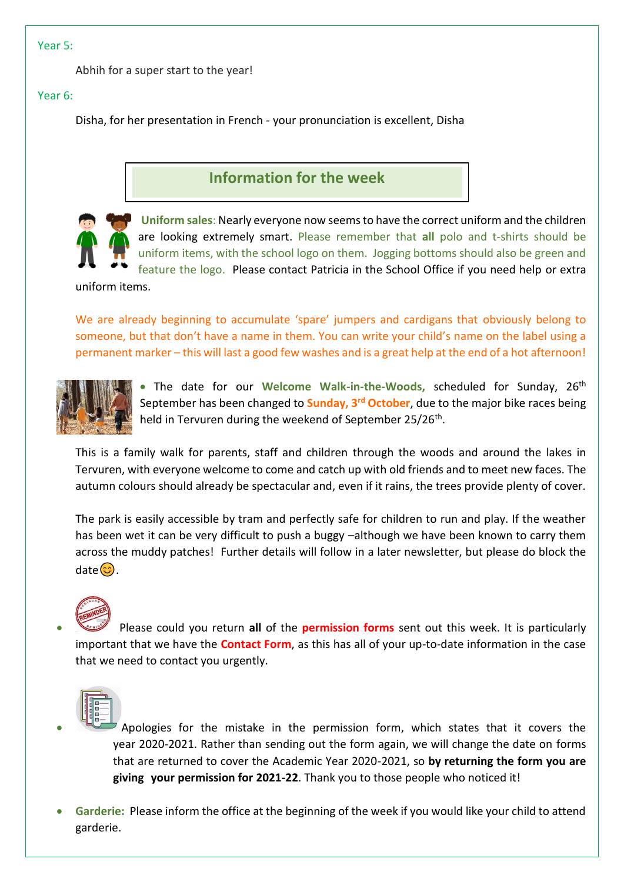Year 5:

Abhih for a super start to the year!

Year 6:

Disha, for her presentation in French - your pronunciation is excellent, Disha

## Information for the week

**Uniform sales**: Nearly everyone now seems to have the correct uniform and the children are looking extremely smart. Please remember that **all** polo and t-shirts should be uniform items, with the school logo on them. Jogging bottoms should also be green and feature the logo. Please contact Patricia in the School Office if you need help or extra uniform items.

We are already beginning to accumulate 'spare' jumpers and cardigans that obviously belong to someone, but that don't have a name in them. You can write your child's name on the label using a permanent marker – this will last a good few washes and is a great help at the end of a hot afternoon!

- The date for our **Welcome Walk-in-the-Woods,** scheduled for Sunday, 26th September has been changed to **Sunday, 3rd October**, due to the major bike races being held in Tervuren during the weekend of September 25/26th.

This is a family walk for parents, staff and children through the woods and around the lakes in Tervuren, with everyone welcome to come and catch up with old friends and to meet new faces. The autumn colours should already be spectacular and, even if it rains, the trees provide plenty of cover.

The park is easily accessible by tram and perfectly safe for children to run and play. If the weather has been wet it can be very difficult to push a buggy –although we have been known to carry them across the muddy patches! Further details will follow in a later newsletter, but please do block the date😊.

- Please could you return **all** of the **permission forms** sent out this week. It is particularly important that we have the **Contact Form**, as this has all of your up-to-date information in the case that we need to contact you urgently.

- Apologies for the mistake in the permission form, which states that it covers the year 2020-2021. Rather than sending out the form again, we will change the date on forms that are returned to cover the Academic Year 2020-2021, so **by returning the form you are giving your permission for 2021-22**. Thank you to those people who noticed it!

- **Garderie:** Please inform the office at the beginning of the week if you would like your child to attend garderie.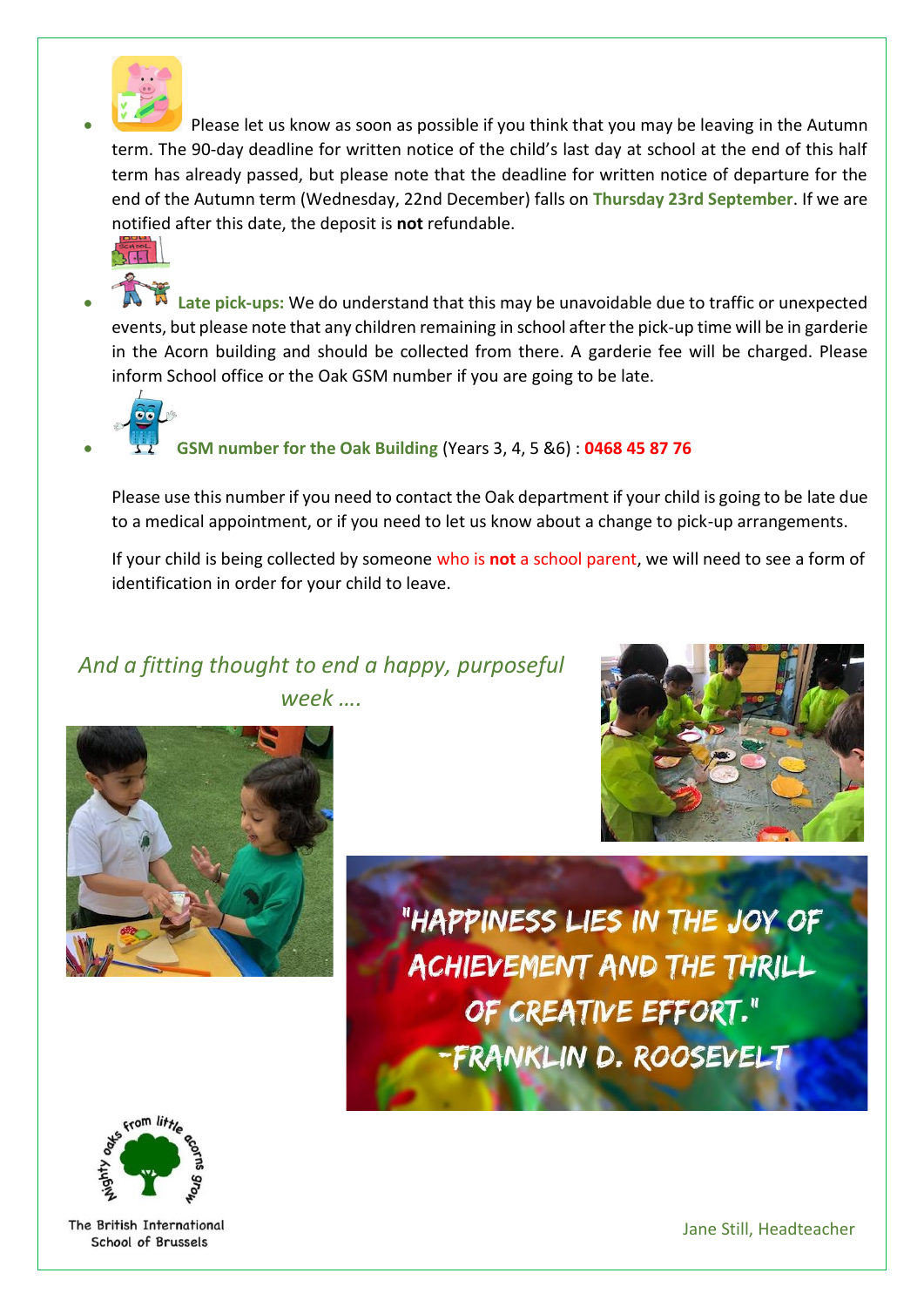- Please let us know as soon as possible if you think that you may be leaving in the Autumn term. The 90-day deadline for written notice of the child's last day at school at the end of this half term has already passed, but please note that the deadline for written notice of departure for the end of the Autumn term (Wednesday, 22nd December) falls on **Thursday 23rd September**. If we are notified after this date, the deposit is **not** refundable.

- **Late pick-ups:** We do understand that this may be unavoidable due to traffic or unexpected events, but please note that any children remaining in school after the pick-up time will be in garderie in the Acorn building and should be collected from there. A garderie fee will be charged. Please inform School office or the Oak GSM number if you are going to be late.

- **GSM number for the Oak Building** (Years 3, 4, 5 &6) : **0468 45 87 76**

  Please use this number if you need to contact the Oak department if your child is going to be late due to a medical appointment, or if you need to let us know about a change to pick-up arrangements.

  If your child is being collected by someone who is **not** a school parent, we will need to see a form of identification in order for your child to leave.

*And a fitting thought to end a happy, purposeful week ….*

"HAPPINESS LIES IN THE JOY OF ACHIEVEMENT AND THE THRILL OF CREATIVE EFFORT."
-FRANKLIN D. ROOSEVELT

Mighty oaks from little acorns grow

The British International School of Brussels

Jane Still, Headteacher